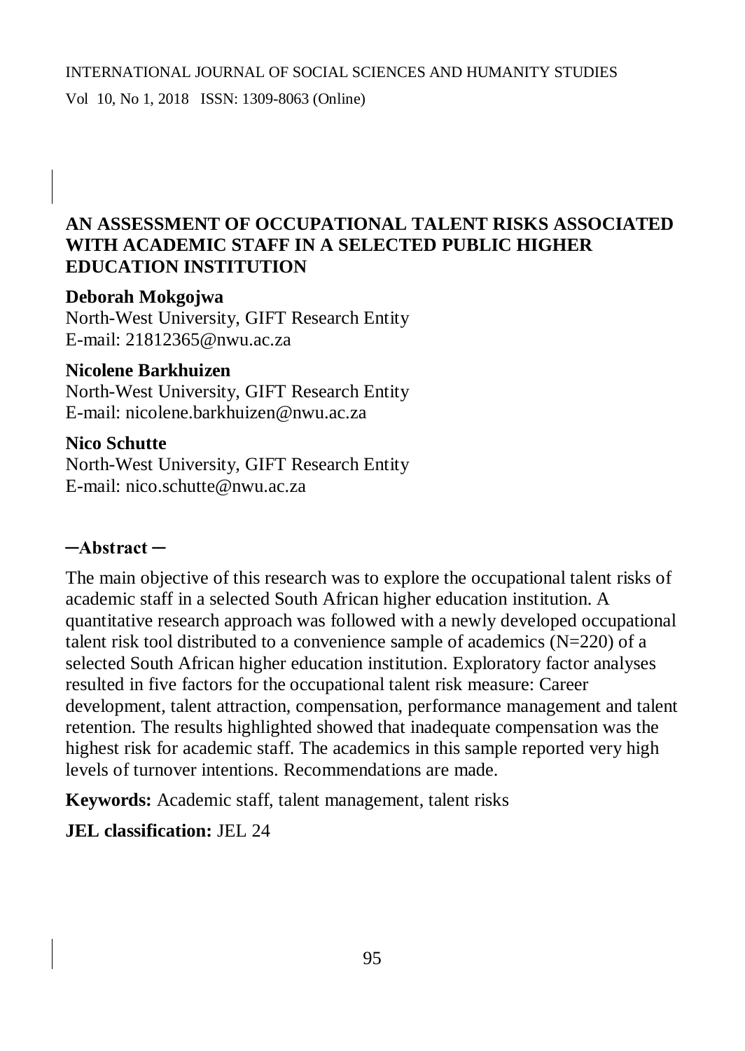# AN ASSESSMENT OF OCCUPATIONAL TALENT RISKS ASSOCIATED WITH ACADEMIC STAFF IN A SELECTED PUBLIC HIGHER EDUCATION INSTITUTION

**Deborah Mokgojwa**
North-West University, GIFT Research Entity
E-mail: 21812365@nwu.ac.za

**Nicolene Barkhuizen**
North-West University, GIFT Research Entity
E-mail: nicolene.barkhuizen@nwu.ac.za

**Nico Schutte**
North-West University, GIFT Research Entity
E-mail: nico.schutte@nwu.ac.za

## ─Abstract ─

The main objective of this research was to explore the occupational talent risks of academic staff in a selected South African higher education institution. A quantitative research approach was followed with a newly developed occupational talent risk tool distributed to a convenience sample of academics (N=220) of a selected South African higher education institution. Exploratory factor analyses resulted in five factors for the occupational talent risk measure: Career development, talent attraction, compensation, performance management and talent retention. The results highlighted showed that inadequate compensation was the highest risk for academic staff. The academics in this sample reported very high levels of turnover intentions. Recommendations are made.

**Keywords:** Academic staff, talent management, talent risks

**JEL classification:** JEL 24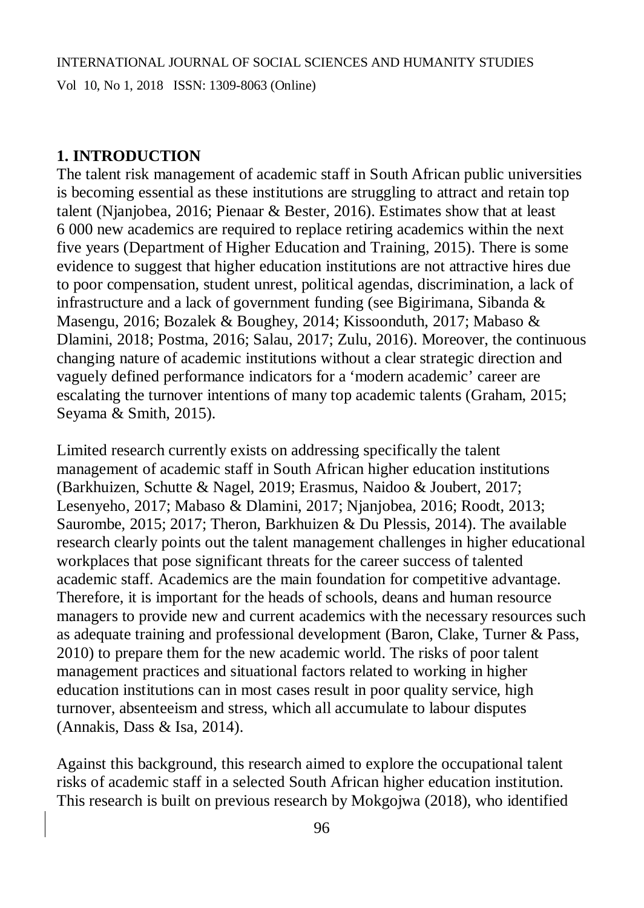## 1. INTRODUCTION

The talent risk management of academic staff in South African public universities is becoming essential as these institutions are struggling to attract and retain top talent (Njanjobea, 2016; Pienaar & Bester, 2016). Estimates show that at least 6 000 new academics are required to replace retiring academics within the next five years (Department of Higher Education and Training, 2015). There is some evidence to suggest that higher education institutions are not attractive hires due to poor compensation, student unrest, political agendas, discrimination, a lack of infrastructure and a lack of government funding (see Bigirimana, Sibanda & Masengu, 2016; Bozalek & Boughey, 2014; Kissoonduth, 2017; Mabaso & Dlamini, 2018; Postma, 2016; Salau, 2017; Zulu, 2016). Moreover, the continuous changing nature of academic institutions without a clear strategic direction and vaguely defined performance indicators for a 'modern academic' career are escalating the turnover intentions of many top academic talents (Graham, 2015; Seyama & Smith, 2015).

Limited research currently exists on addressing specifically the talent management of academic staff in South African higher education institutions (Barkhuizen, Schutte & Nagel, 2019; Erasmus, Naidoo & Joubert, 2017; Lesenyeho, 2017; Mabaso & Dlamini, 2017; Njanjobea, 2016; Roodt, 2013; Saurombe, 2015; 2017; Theron, Barkhuizen & Du Plessis, 2014). The available research clearly points out the talent management challenges in higher educational workplaces that pose significant threats for the career success of talented academic staff. Academics are the main foundation for competitive advantage. Therefore, it is important for the heads of schools, deans and human resource managers to provide new and current academics with the necessary resources such as adequate training and professional development (Baron, Clake, Turner & Pass, 2010) to prepare them for the new academic world. The risks of poor talent management practices and situational factors related to working in higher education institutions can in most cases result in poor quality service, high turnover, absenteeism and stress, which all accumulate to labour disputes (Annakis, Dass & Isa, 2014).

Against this background, this research aimed to explore the occupational talent risks of academic staff in a selected South African higher education institution. This research is built on previous research by Mokgojwa (2018), who identified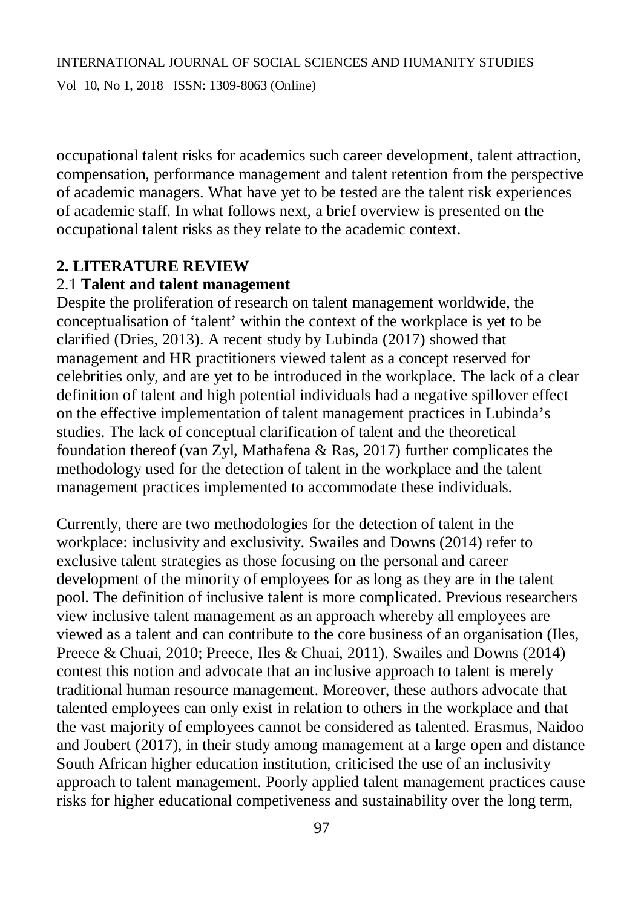occupational talent risks for academics such career development, talent attraction, compensation, performance management and talent retention from the perspective of academic managers. What have yet to be tested are the talent risk experiences of academic staff. In what follows next, a brief overview is presented on the occupational talent risks as they relate to the academic context.

## 2. LITERATURE REVIEW

### 2.1 **Talent and talent management**

Despite the proliferation of research on talent management worldwide, the conceptualisation of 'talent' within the context of the workplace is yet to be clarified (Dries, 2013). A recent study by Lubinda (2017) showed that management and HR practitioners viewed talent as a concept reserved for celebrities only, and are yet to be introduced in the workplace. The lack of a clear definition of talent and high potential individuals had a negative spillover effect on the effective implementation of talent management practices in Lubinda's studies. The lack of conceptual clarification of talent and the theoretical foundation thereof (van Zyl, Mathafena & Ras, 2017) further complicates the methodology used for the detection of talent in the workplace and the talent management practices implemented to accommodate these individuals.

Currently, there are two methodologies for the detection of talent in the workplace: inclusivity and exclusivity. Swailes and Downs (2014) refer to exclusive talent strategies as those focusing on the personal and career development of the minority of employees for as long as they are in the talent pool. The definition of inclusive talent is more complicated. Previous researchers view inclusive talent management as an approach whereby all employees are viewed as a talent and can contribute to the core business of an organisation (Iles, Preece & Chuai, 2010; Preece, Iles & Chuai, 2011). Swailes and Downs (2014) contest this notion and advocate that an inclusive approach to talent is merely traditional human resource management. Moreover, these authors advocate that talented employees can only exist in relation to others in the workplace and that the vast majority of employees cannot be considered as talented. Erasmus, Naidoo and Joubert (2017), in their study among management at a large open and distance South African higher education institution, criticised the use of an inclusivity approach to talent management. Poorly applied talent management practices cause risks for higher educational competiveness and sustainability over the long term,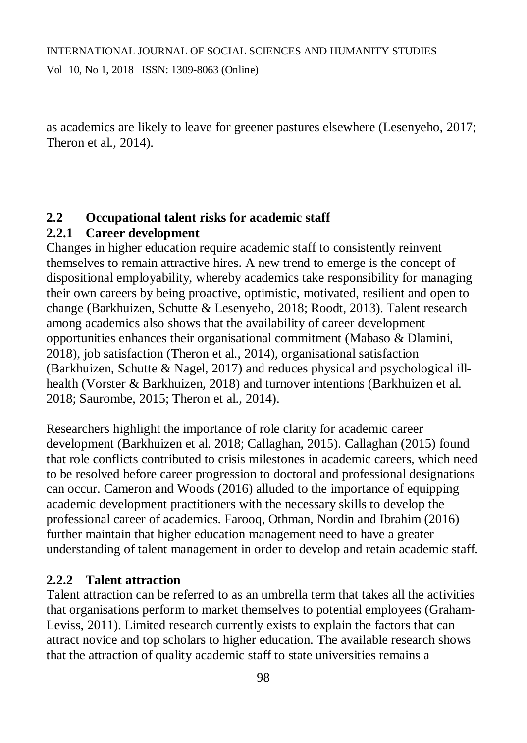as academics are likely to leave for greener pastures elsewhere (Lesenyeho, 2017; Theron et al., 2014).

## 2.2 Occupational talent risks for academic staff

### 2.2.1 Career development

Changes in higher education require academic staff to consistently reinvent themselves to remain attractive hires. A new trend to emerge is the concept of dispositional employability, whereby academics take responsibility for managing their own careers by being proactive, optimistic, motivated, resilient and open to change (Barkhuizen, Schutte & Lesenyeho, 2018; Roodt, 2013). Talent research among academics also shows that the availability of career development opportunities enhances their organisational commitment (Mabaso & Dlamini, 2018), job satisfaction (Theron et al., 2014), organisational satisfaction (Barkhuizen, Schutte & Nagel, 2017) and reduces physical and psychological ill-health (Vorster & Barkhuizen, 2018) and turnover intentions (Barkhuizen et al. 2018; Saurombe, 2015; Theron et al., 2014).

Researchers highlight the importance of role clarity for academic career development (Barkhuizen et al. 2018; Callaghan, 2015). Callaghan (2015) found that role conflicts contributed to crisis milestones in academic careers, which need to be resolved before career progression to doctoral and professional designations can occur. Cameron and Woods (2016) alluded to the importance of equipping academic development practitioners with the necessary skills to develop the professional career of academics. Farooq, Othman, Nordin and Ibrahim (2016) further maintain that higher education management need to have a greater understanding of talent management in order to develop and retain academic staff.

### 2.2.2 Talent attraction

Talent attraction can be referred to as an umbrella term that takes all the activities that organisations perform to market themselves to potential employees (Graham-Leviss, 2011). Limited research currently exists to explain the factors that can attract novice and top scholars to higher education. The available research shows that the attraction of quality academic staff to state universities remains a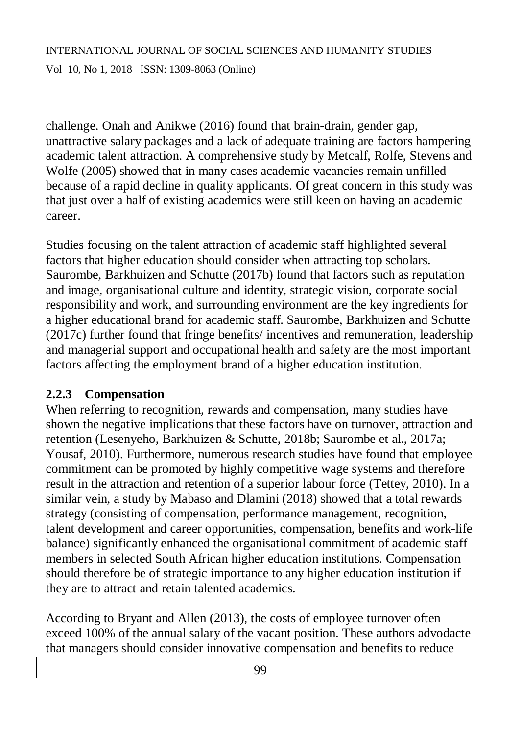challenge. Onah and Anikwe (2016) found that brain-drain, gender gap, unattractive salary packages and a lack of adequate training are factors hampering academic talent attraction. A comprehensive study by Metcalf, Rolfe, Stevens and Wolfe (2005) showed that in many cases academic vacancies remain unfilled because of a rapid decline in quality applicants. Of great concern in this study was that just over a half of existing academics were still keen on having an academic career.

Studies focusing on the talent attraction of academic staff highlighted several factors that higher education should consider when attracting top scholars. Saurombe, Barkhuizen and Schutte (2017b) found that factors such as reputation and image, organisational culture and identity, strategic vision, corporate social responsibility and work, and surrounding environment are the key ingredients for a higher educational brand for academic staff. Saurombe, Barkhuizen and Schutte (2017c) further found that fringe benefits/ incentives and remuneration, leadership and managerial support and occupational health and safety are the most important factors affecting the employment brand of a higher education institution.

### 2.2.3 Compensation

When referring to recognition, rewards and compensation, many studies have shown the negative implications that these factors have on turnover, attraction and retention (Lesenyeho, Barkhuizen & Schutte, 2018b; Saurombe et al., 2017a; Yousaf, 2010). Furthermore, numerous research studies have found that employee commitment can be promoted by highly competitive wage systems and therefore result in the attraction and retention of a superior labour force (Tettey, 2010). In a similar vein, a study by Mabaso and Dlamini (2018) showed that a total rewards strategy (consisting of compensation, performance management, recognition, talent development and career opportunities, compensation, benefits and work-life balance) significantly enhanced the organisational commitment of academic staff members in selected South African higher education institutions. Compensation should therefore be of strategic importance to any higher education institution if they are to attract and retain talented academics.

According to Bryant and Allen (2013), the costs of employee turnover often exceed 100% of the annual salary of the vacant position. These authors advodacte that managers should consider innovative compensation and benefits to reduce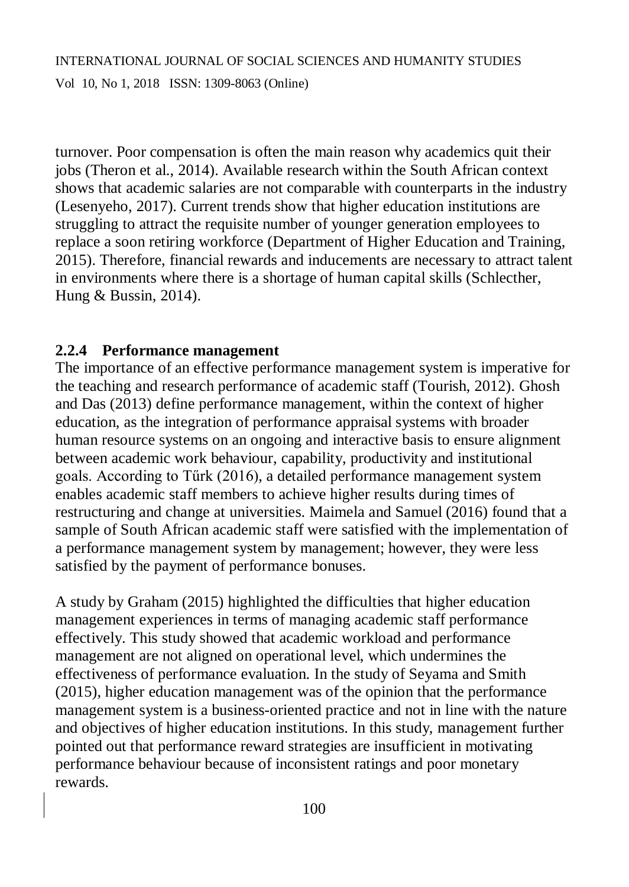turnover. Poor compensation is often the main reason why academics quit their jobs (Theron et al., 2014). Available research within the South African context shows that academic salaries are not comparable with counterparts in the industry (Lesenyeho, 2017). Current trends show that higher education institutions are struggling to attract the requisite number of younger generation employees to replace a soon retiring workforce (Department of Higher Education and Training, 2015). Therefore, financial rewards and inducements are necessary to attract talent in environments where there is a shortage of human capital skills (Schlecther, Hung & Bussin, 2014).

### 2.2.4 Performance management

The importance of an effective performance management system is imperative for the teaching and research performance of academic staff (Tourish, 2012). Ghosh and Das (2013) define performance management, within the context of higher education, as the integration of performance appraisal systems with broader human resource systems on an ongoing and interactive basis to ensure alignment between academic work behaviour, capability, productivity and institutional goals. According to Tűrk (2016), a detailed performance management system enables academic staff members to achieve higher results during times of restructuring and change at universities. Maimela and Samuel (2016) found that a sample of South African academic staff were satisfied with the implementation of a performance management system by management; however, they were less satisfied by the payment of performance bonuses.

A study by Graham (2015) highlighted the difficulties that higher education management experiences in terms of managing academic staff performance effectively. This study showed that academic workload and performance management are not aligned on operational level, which undermines the effectiveness of performance evaluation. In the study of Seyama and Smith (2015), higher education management was of the opinion that the performance management system is a business-oriented practice and not in line with the nature and objectives of higher education institutions. In this study, management further pointed out that performance reward strategies are insufficient in motivating performance behaviour because of inconsistent ratings and poor monetary rewards.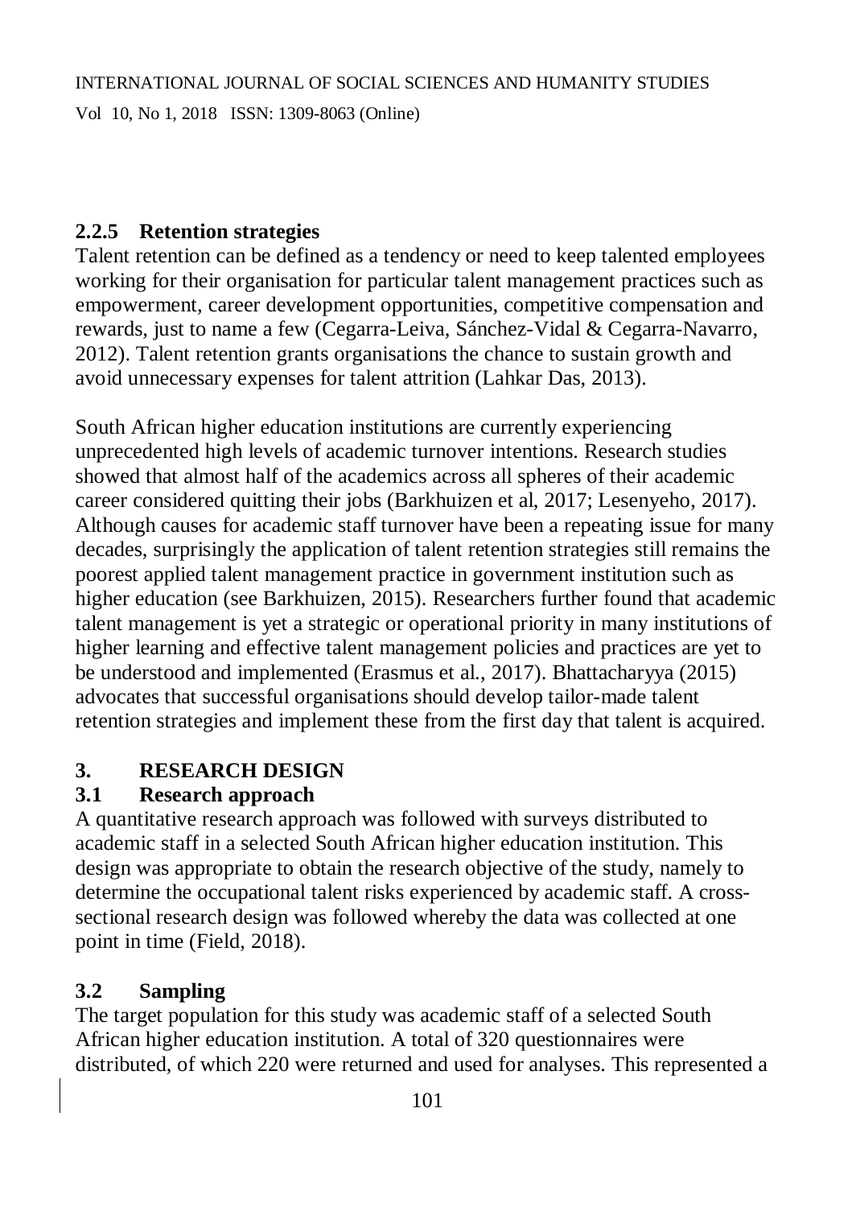### 2.2.5 Retention strategies

Talent retention can be defined as a tendency or need to keep talented employees working for their organisation for particular talent management practices such as empowerment, career development opportunities, competitive compensation and rewards, just to name a few (Cegarra-Leiva, Sánchez-Vidal & Cegarra-Navarro, 2012). Talent retention grants organisations the chance to sustain growth and avoid unnecessary expenses for talent attrition (Lahkar Das, 2013).

South African higher education institutions are currently experiencing unprecedented high levels of academic turnover intentions. Research studies showed that almost half of the academics across all spheres of their academic career considered quitting their jobs (Barkhuizen et al, 2017; Lesenyeho, 2017). Although causes for academic staff turnover have been a repeating issue for many decades, surprisingly the application of talent retention strategies still remains the poorest applied talent management practice in government institution such as higher education (see Barkhuizen, 2015). Researchers further found that academic talent management is yet a strategic or operational priority in many institutions of higher learning and effective talent management policies and practices are yet to be understood and implemented (Erasmus et al., 2017). Bhattacharyya (2015) advocates that successful organisations should develop tailor-made talent retention strategies and implement these from the first day that talent is acquired.

## 3. RESEARCH DESIGN

### 3.1 Research approach

A quantitative research approach was followed with surveys distributed to academic staff in a selected South African higher education institution. This design was appropriate to obtain the research objective of the study, namely to determine the occupational talent risks experienced by academic staff. A cross-sectional research design was followed whereby the data was collected at one point in time (Field, 2018).

### 3.2 Sampling

The target population for this study was academic staff of a selected South African higher education institution. A total of 320 questionnaires were distributed, of which 220 were returned and used for analyses. This represented a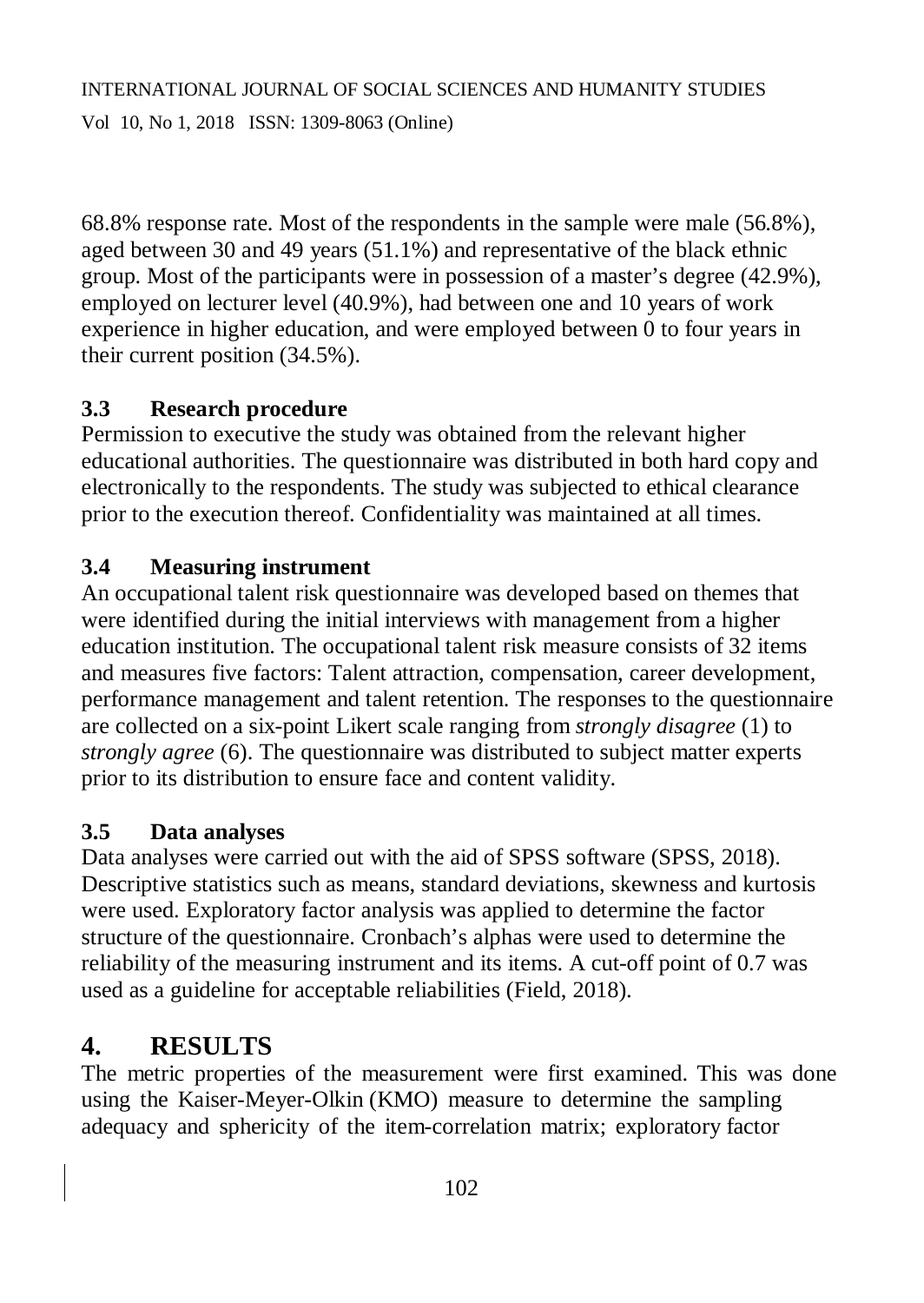68.8% response rate. Most of the respondents in the sample were male (56.8%), aged between 30 and 49 years (51.1%) and representative of the black ethnic group. Most of the participants were in possession of a master's degree (42.9%), employed on lecturer level (40.9%), had between one and 10 years of work experience in higher education, and were employed between 0 to four years in their current position (34.5%).

### 3.3 Research procedure

Permission to executive the study was obtained from the relevant higher educational authorities. The questionnaire was distributed in both hard copy and electronically to the respondents. The study was subjected to ethical clearance prior to the execution thereof. Confidentiality was maintained at all times.

### 3.4 Measuring instrument

An occupational talent risk questionnaire was developed based on themes that were identified during the initial interviews with management from a higher education institution. The occupational talent risk measure consists of 32 items and measures five factors: Talent attraction, compensation, career development, performance management and talent retention. The responses to the questionnaire are collected on a six-point Likert scale ranging from *strongly disagree* (1) to *strongly agree* (6). The questionnaire was distributed to subject matter experts prior to its distribution to ensure face and content validity.

### 3.5 Data analyses

Data analyses were carried out with the aid of SPSS software (SPSS, 2018). Descriptive statistics such as means, standard deviations, skewness and kurtosis were used. Exploratory factor analysis was applied to determine the factor structure of the questionnaire. Cronbach's alphas were used to determine the reliability of the measuring instrument and its items. A cut-off point of 0.7 was used as a guideline for acceptable reliabilities (Field, 2018).

## 4. RESULTS

The metric properties of the measurement were first examined. This was done using the Kaiser-Meyer-Olkin (KMO) measure to determine the sampling adequacy and sphericity of the item-correlation matrix; exploratory factor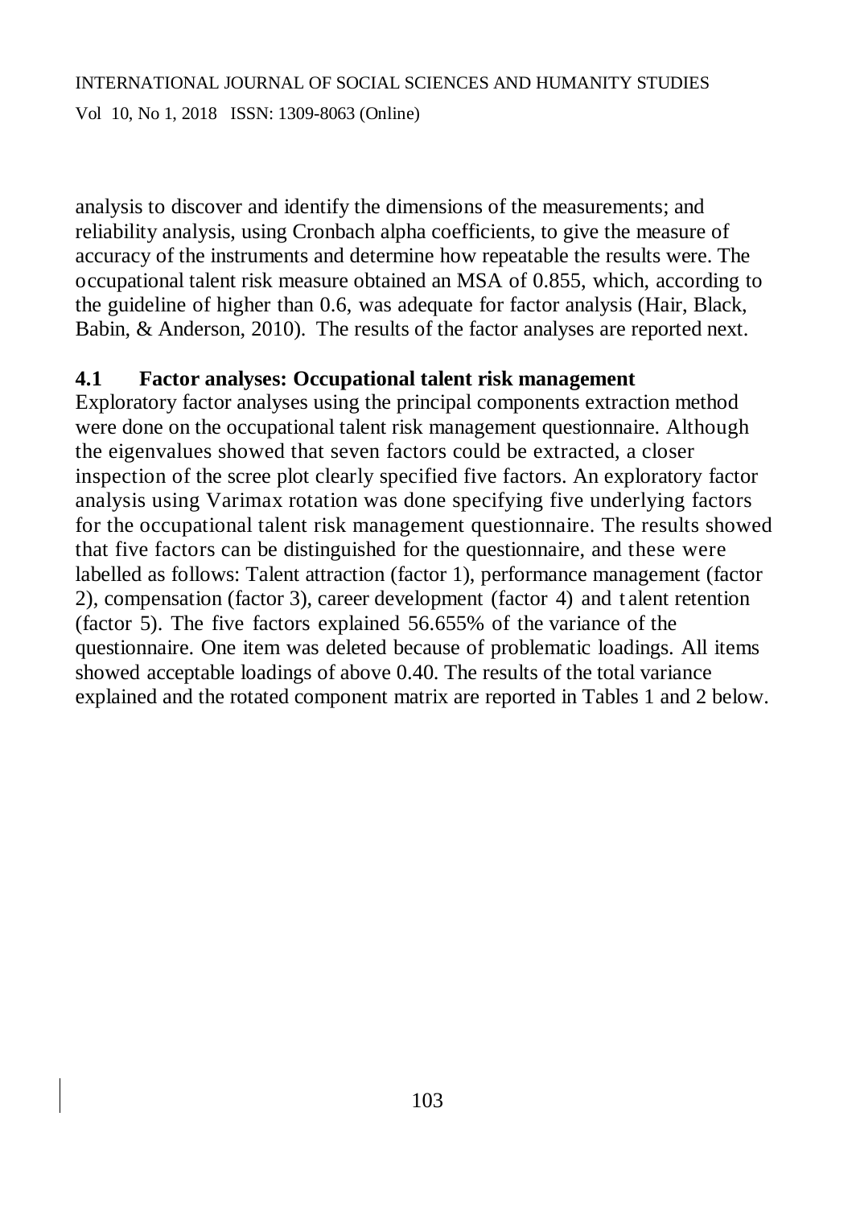analysis to discover and identify the dimensions of the measurements; and reliability analysis, using Cronbach alpha coefficients, to give the measure of accuracy of the instruments and determine how repeatable the results were. The occupational talent risk measure obtained an MSA of 0.855, which, according to the guideline of higher than 0.6, was adequate for factor analysis (Hair, Black, Babin, & Anderson, 2010). The results of the factor analyses are reported next.

## 4.1 Factor analyses: Occupational talent risk management

Exploratory factor analyses using the principal components extraction method were done on the occupational talent risk management questionnaire. Although the eigenvalues showed that seven factors could be extracted, a closer inspection of the scree plot clearly specified five factors. An exploratory factor analysis using Varimax rotation was done specifying five underlying factors for the occupational talent risk management questionnaire. The results showed that five factors can be distinguished for the questionnaire, and these were labelled as follows: Talent attraction (factor 1), performance management (factor 2), compensation (factor 3), career development (factor 4) and talent retention (factor 5). The five factors explained 56.655% of the variance of the questionnaire. One item was deleted because of problematic loadings. All items showed acceptable loadings of above 0.40. The results of the total variance explained and the rotated component matrix are reported in Tables 1 and 2 below.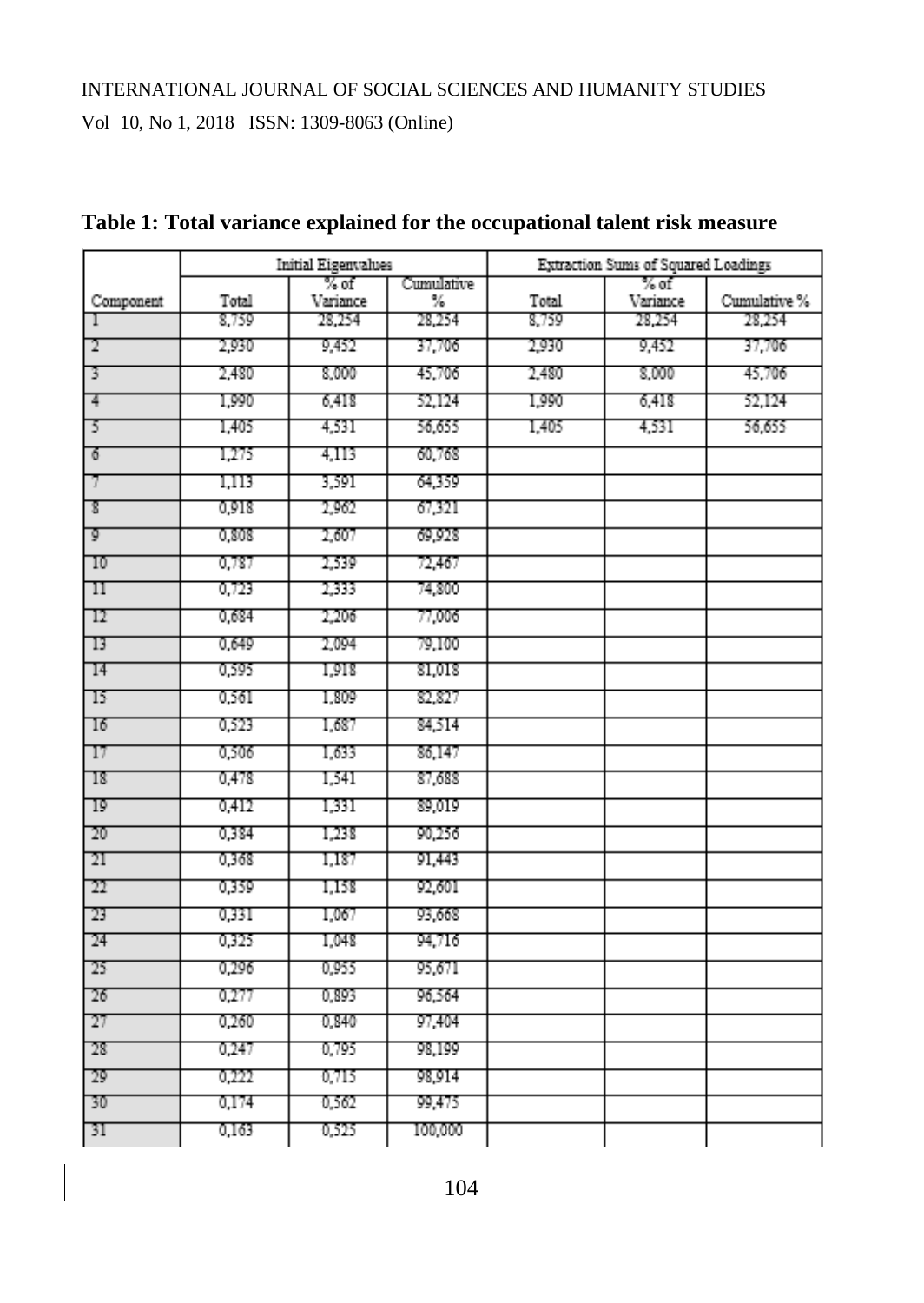**Table 1: Total variance explained for the occupational talent risk measure**

| Component | Initial Eigenvalues | | | Extraction Sums of Squared Loadings | | |
|---|---|---|---|---|---|---|
| | Total | % of Variance | Cumulative % | Total | % of Variance | Cumulative % |
| 1 | 8,759 | 28,254 | 28,254 | 8,759 | 28,254 | 28,254 |
| 2 | 2,930 | 9,452 | 37,706 | 2,930 | 9,452 | 37,706 |
| 3 | 2,480 | 8,000 | 45,706 | 2,480 | 8,000 | 45,706 |
| 4 | 1,990 | 6,418 | 52,124 | 1,990 | 6,418 | 52,124 |
| 5 | 1,405 | 4,531 | 56,655 | 1,405 | 4,531 | 56,655 |
| 6 | 1,275 | 4,113 | 60,768 | | | |
| 7 | 1,113 | 3,591 | 64,359 | | | |
| 8 | 0,918 | 2,962 | 67,321 | | | |
| 9 | 0,808 | 2,607 | 69,928 | | | |
| 10 | 0,787 | 2,539 | 72,467 | | | |
| 11 | 0,723 | 2,333 | 74,800 | | | |
| 12 | 0,684 | 2,206 | 77,006 | | | |
| 13 | 0,649 | 2,094 | 79,100 | | | |
| 14 | 0,595 | 1,918 | 81,018 | | | |
| 15 | 0,561 | 1,809 | 82,827 | | | |
| 16 | 0,523 | 1,687 | 84,514 | | | |
| 17 | 0,506 | 1,633 | 86,147 | | | |
| 18 | 0,478 | 1,541 | 87,688 | | | |
| 19 | 0,412 | 1,331 | 89,019 | | | |
| 20 | 0,384 | 1,238 | 90,256 | | | |
| 21 | 0,368 | 1,187 | 91,443 | | | |
| 22 | 0,359 | 1,158 | 92,601 | | | |
| 23 | 0,331 | 1,067 | 93,668 | | | |
| 24 | 0,325 | 1,048 | 94,716 | | | |
| 25 | 0,296 | 0,955 | 95,671 | | | |
| 26 | 0,277 | 0,893 | 96,564 | | | |
| 27 | 0,260 | 0,840 | 97,404 | | | |
| 28 | 0,247 | 0,795 | 98,199 | | | |
| 29 | 0,222 | 0,715 | 98,914 | | | |
| 30 | 0,174 | 0,562 | 99,475 | | | |
| 31 | 0,163 | 0,525 | 100,000 | | | |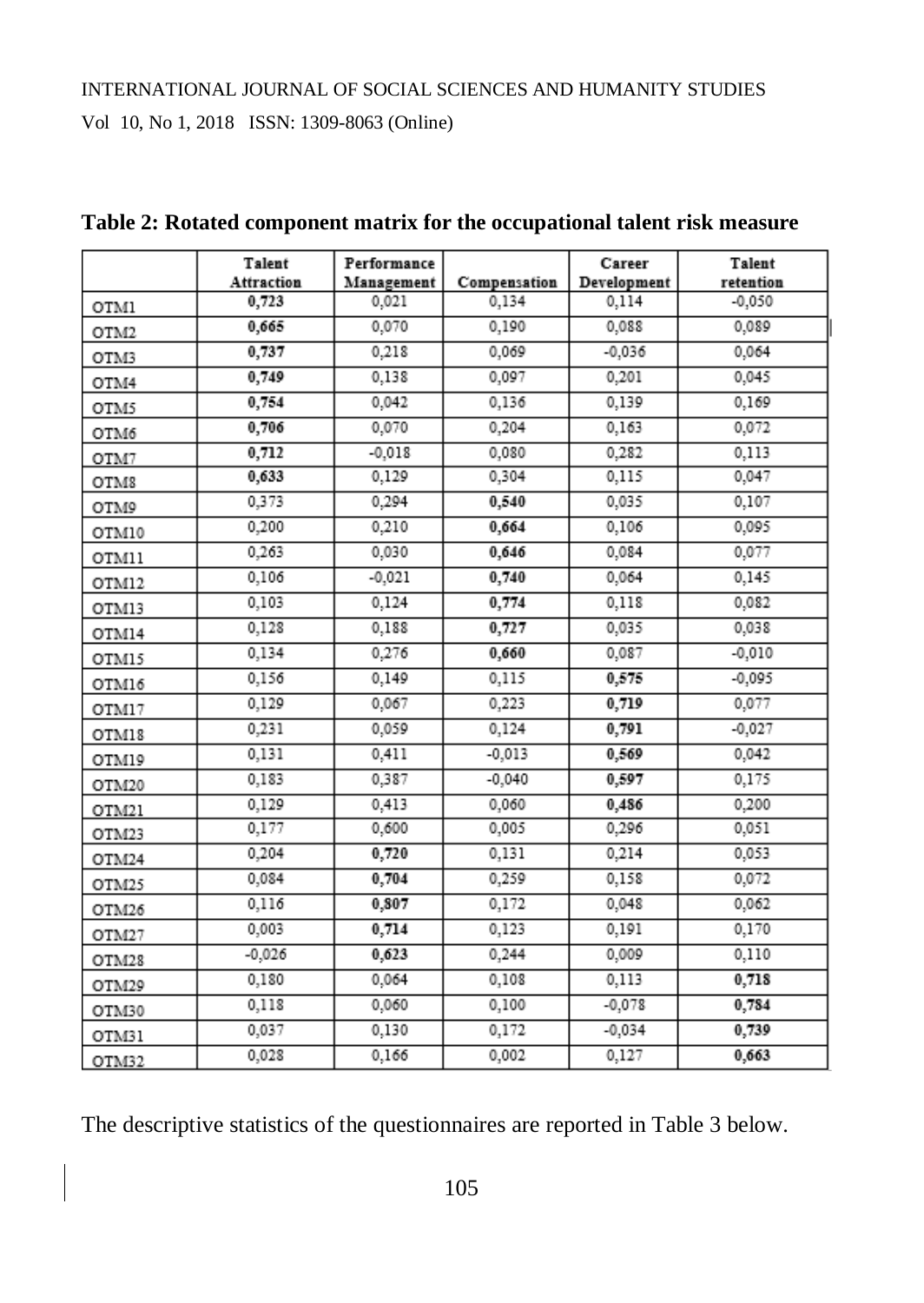**Table 2: Rotated component matrix for the occupational talent risk measure**

| | Talent Attraction | Performance Management | Compensation | Career Development | Talent retention |
|---|---|---|---|---|---|
| OTM1 | **0,723** | 0,021 | 0,134 | 0,114 | -0,050 |
| OTM2 | **0,665** | 0,070 | 0,190 | 0,088 | 0,089 |
| OTM3 | **0,737** | 0,218 | 0,069 | -0,036 | 0,064 |
| OTM4 | **0,749** | 0,138 | 0,097 | 0,201 | 0,045 |
| OTM5 | **0,754** | 0,042 | 0,136 | 0,139 | 0,169 |
| OTM6 | **0,706** | 0,070 | 0,204 | 0,163 | 0,072 |
| OTM7 | **0,712** | -0,018 | 0,080 | 0,282 | 0,113 |
| OTM8 | **0,633** | 0,129 | 0,304 | 0,115 | 0,047 |
| OTM9 | 0,373 | 0,294 | **0,540** | 0,035 | 0,107 |
| OTM10 | 0,200 | 0,210 | **0,664** | 0,106 | 0,095 |
| OTM11 | 0,263 | 0,030 | **0,646** | 0,084 | 0,077 |
| OTM12 | 0,106 | -0,021 | **0,740** | 0,064 | 0,145 |
| OTM13 | 0,103 | 0,124 | **0,774** | 0,118 | 0,082 |
| OTM14 | 0,128 | 0,188 | **0,727** | 0,035 | 0,038 |
| OTM15 | 0,134 | 0,276 | **0,660** | 0,087 | -0,010 |
| OTM16 | 0,156 | 0,149 | 0,115 | **0,575** | -0,095 |
| OTM17 | 0,129 | 0,067 | 0,223 | **0,719** | 0,077 |
| OTM18 | 0,231 | 0,059 | 0,124 | **0,791** | -0,027 |
| OTM19 | 0,131 | 0,411 | -0,013 | **0,569** | 0,042 |
| OTM20 | 0,183 | 0,387 | -0,040 | **0,597** | 0,175 |
| OTM21 | 0,129 | 0,413 | 0,060 | **0,486** | 0,200 |
| OTM23 | 0,177 | 0,600 | 0,005 | 0,296 | 0,051 |
| OTM24 | 0,204 | **0,720** | 0,131 | 0,214 | 0,053 |
| OTM25 | 0,084 | **0,704** | 0,259 | 0,158 | 0,072 |
| OTM26 | 0,116 | **0,807** | 0,172 | 0,048 | 0,062 |
| OTM27 | 0,003 | **0,714** | 0,123 | 0,191 | 0,170 |
| OTM28 | -0,026 | **0,623** | 0,244 | 0,009 | 0,110 |
| OTM29 | 0,180 | 0,064 | 0,108 | 0,113 | **0,718** |
| OTM30 | 0,118 | 0,060 | 0,100 | -0,078 | **0,784** |
| OTM31 | 0,037 | 0,130 | 0,172 | -0,034 | **0,739** |
| OTM32 | 0,028 | 0,166 | 0,002 | 0,127 | **0,663** |

The descriptive statistics of the questionnaires are reported in Table 3 below.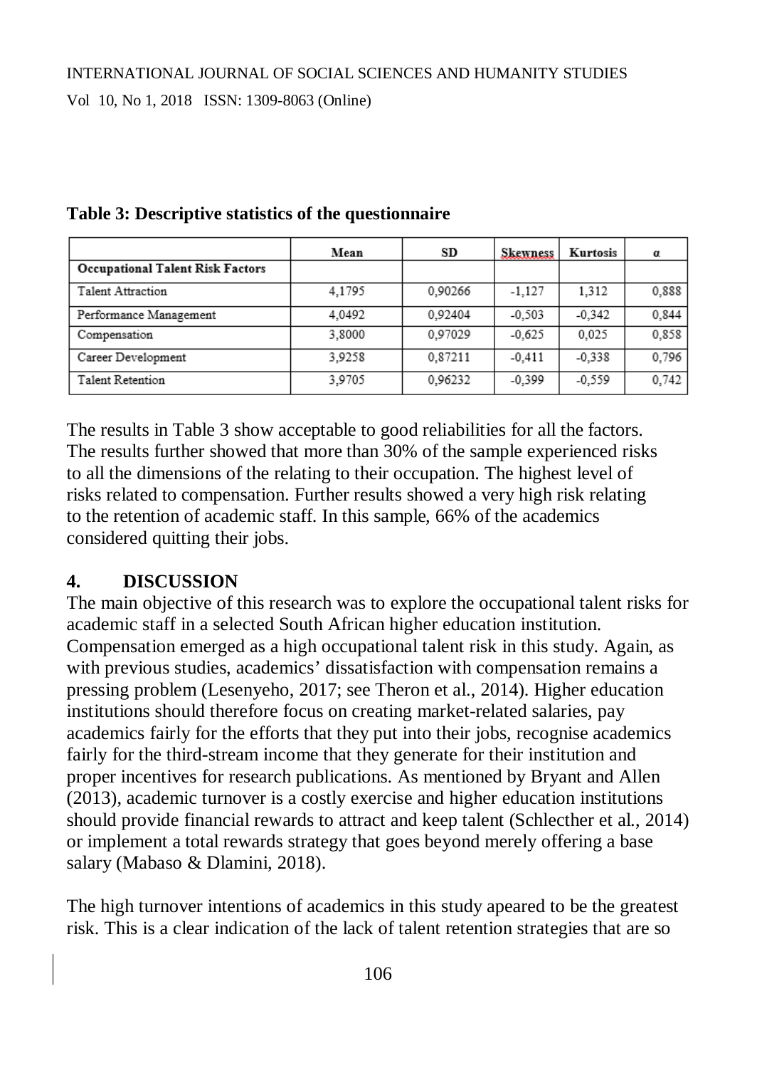**Table 3: Descriptive statistics of the questionnaire**

| | Mean | SD | Skewness | Kurtosis | α |
|---|---|---|---|---|---|
| **Occupational Talent Risk Factors** | | | | | |
| Talent Attraction | 4,1795 | 0,90266 | -1,127 | 1,312 | 0,888 |
| Performance Management | 4,0492 | 0,92404 | -0,503 | -0,342 | 0,844 |
| Compensation | 3,8000 | 0,97029 | -0,625 | 0,025 | 0,858 |
| Career Development | 3,9258 | 0,87211 | -0,411 | -0,338 | 0,796 |
| Talent Retention | 3,9705 | 0,96232 | -0,399 | -0,559 | 0,742 |

The results in Table 3 show acceptable to good reliabilities for all the factors. The results further showed that more than 30% of the sample experienced risks to all the dimensions of the relating to their occupation. The highest level of risks related to compensation. Further results showed a very high risk relating to the retention of academic staff. In this sample, 66% of the academics considered quitting their jobs.

## 4. DISCUSSION

The main objective of this research was to explore the occupational talent risks for academic staff in a selected South African higher education institution. Compensation emerged as a high occupational talent risk in this study. Again, as with previous studies, academics' dissatisfaction with compensation remains a pressing problem (Lesenyeho, 2017; see Theron et al., 2014). Higher education institutions should therefore focus on creating market-related salaries, pay academics fairly for the efforts that they put into their jobs, recognise academics fairly for the third-stream income that they generate for their institution and proper incentives for research publications. As mentioned by Bryant and Allen (2013), academic turnover is a costly exercise and higher education institutions should provide financial rewards to attract and keep talent (Schlecther et al., 2014) or implement a total rewards strategy that goes beyond merely offering a base salary (Mabaso & Dlamini, 2018).

The high turnover intentions of academics in this study apeared to be the greatest risk. This is a clear indication of the lack of talent retention strategies that are so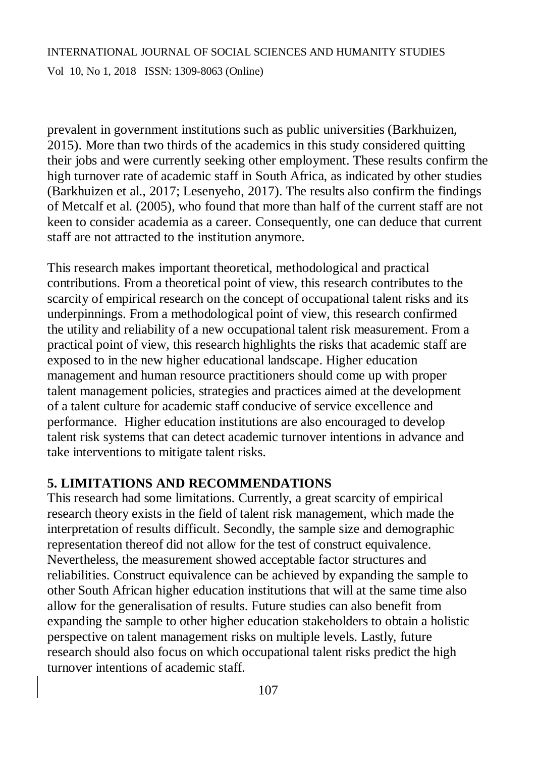prevalent in government institutions such as public universities (Barkhuizen, 2015). More than two thirds of the academics in this study considered quitting their jobs and were currently seeking other employment. These results confirm the high turnover rate of academic staff in South Africa, as indicated by other studies (Barkhuizen et al., 2017; Lesenyeho, 2017). The results also confirm the findings of Metcalf et al. (2005), who found that more than half of the current staff are not keen to consider academia as a career. Consequently, one can deduce that current staff are not attracted to the institution anymore.

This research makes important theoretical, methodological and practical contributions. From a theoretical point of view, this research contributes to the scarcity of empirical research on the concept of occupational talent risks and its underpinnings. From a methodological point of view, this research confirmed the utility and reliability of a new occupational talent risk measurement. From a practical point of view, this research highlights the risks that academic staff are exposed to in the new higher educational landscape. Higher education management and human resource practitioners should come up with proper talent management policies, strategies and practices aimed at the development of a talent culture for academic staff conducive of service excellence and performance. Higher education institutions are also encouraged to develop talent risk systems that can detect academic turnover intentions in advance and take interventions to mitigate talent risks.

## 5. LIMITATIONS AND RECOMMENDATIONS

This research had some limitations. Currently, a great scarcity of empirical research theory exists in the field of talent risk management, which made the interpretation of results difficult. Secondly, the sample size and demographic representation thereof did not allow for the test of construct equivalence. Nevertheless, the measurement showed acceptable factor structures and reliabilities. Construct equivalence can be achieved by expanding the sample to other South African higher education institutions that will at the same time also allow for the generalisation of results. Future studies can also benefit from expanding the sample to other higher education stakeholders to obtain a holistic perspective on talent management risks on multiple levels. Lastly, future research should also focus on which occupational talent risks predict the high turnover intentions of academic staff.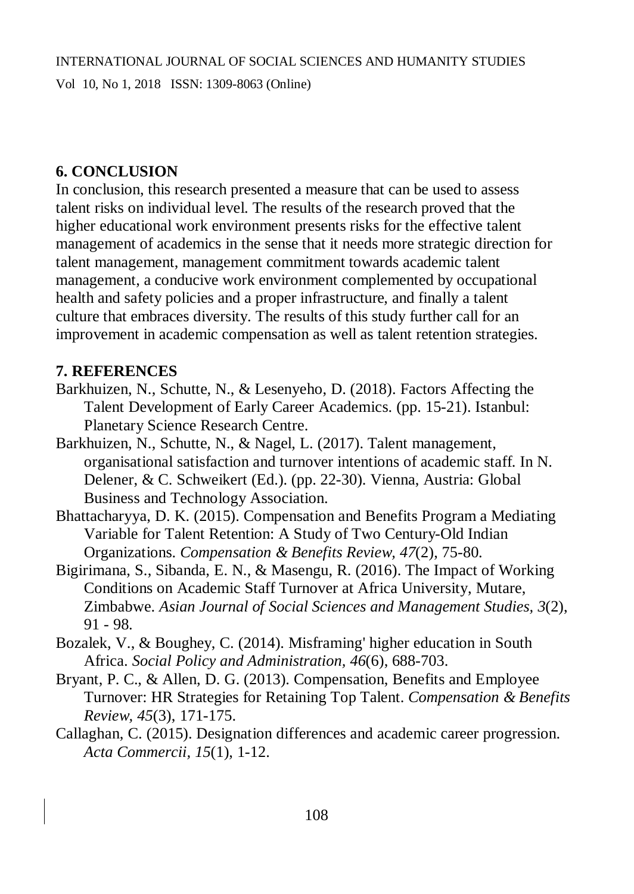## 6. CONCLUSION

In conclusion, this research presented a measure that can be used to assess talent risks on individual level. The results of the research proved that the higher educational work environment presents risks for the effective talent management of academics in the sense that it needs more strategic direction for talent management, management commitment towards academic talent management, a conducive work environment complemented by occupational health and safety policies and a proper infrastructure, and finally a talent culture that embraces diversity. The results of this study further call for an improvement in academic compensation as well as talent retention strategies.

## 7. REFERENCES

Barkhuizen, N., Schutte, N., & Lesenyeho, D. (2018). Factors Affecting the Talent Development of Early Career Academics. (pp. 15-21). Istanbul: Planetary Science Research Centre.

Barkhuizen, N., Schutte, N., & Nagel, L. (2017). Talent management, organisational satisfaction and turnover intentions of academic staff. In N. Delener, & C. Schweikert (Ed.). (pp. 22-30). Vienna, Austria: Global Business and Technology Association.

Bhattacharyya, D. K. (2015). Compensation and Benefits Program a Mediating Variable for Talent Retention: A Study of Two Century-Old Indian Organizations. *Compensation & Benefits Review, 47*(2), 75-80.

Bigirimana, S., Sibanda, E. N., & Masengu, R. (2016). The Impact of Working Conditions on Academic Staff Turnover at Africa University, Mutare, Zimbabwe. *Asian Journal of Social Sciences and Management Studies, 3*(2), 91 - 98.

Bozalek, V., & Boughey, C. (2014). Misframing' higher education in South Africa. *Social Policy and Administration, 46*(6), 688-703.

Bryant, P. C., & Allen, D. G. (2013). Compensation, Benefits and Employee Turnover: HR Strategies for Retaining Top Talent. *Compensation & Benefits Review, 45*(3), 171-175.

Callaghan, C. (2015). Designation differences and academic career progression. *Acta Commercii, 15*(1), 1-12.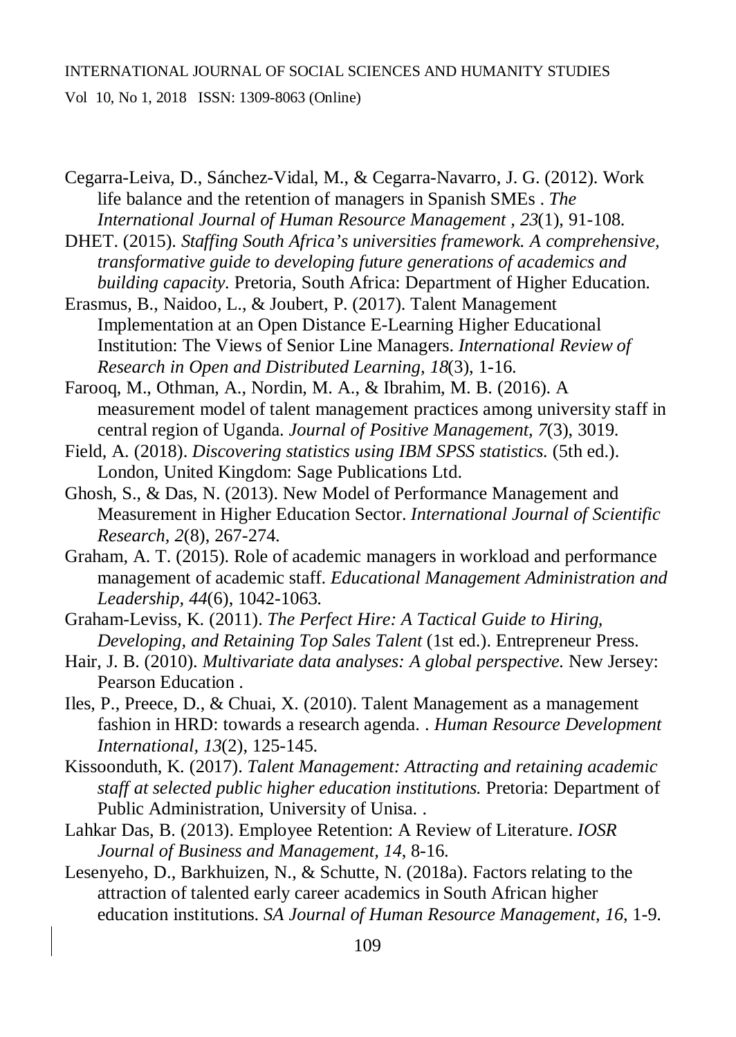Cegarra-Leiva, D., Sánchez-Vidal, M., & Cegarra-Navarro, J. G. (2012). Work life balance and the retention of managers in Spanish SMEs . *The International Journal of Human Resource Management , 23*(1), 91-108.

DHET. (2015). *Staffing South Africa's universities framework. A comprehensive, transformative guide to developing future generations of academics and building capacity.* Pretoria, South Africa: Department of Higher Education.

Erasmus, B., Naidoo, L., & Joubert, P. (2017). Talent Management Implementation at an Open Distance E-Learning Higher Educational Institution: The Views of Senior Line Managers. *International Review of Research in Open and Distributed Learning, 18*(3), 1-16.

Farooq, M., Othman, A., Nordin, M. A., & Ibrahim, M. B. (2016). A measurement model of talent management practices among university staff in central region of Uganda. *Journal of Positive Management, 7*(3), 3019.

Field, A. (2018). *Discovering statistics using IBM SPSS statistics.* (5th ed.). London, United Kingdom: Sage Publications Ltd.

Ghosh, S., & Das, N. (2013). New Model of Performance Management and Measurement in Higher Education Sector. *International Journal of Scientific Research, 2*(8), 267-274.

Graham, A. T. (2015). Role of academic managers in workload and performance management of academic staff. *Educational Management Administration and Leadership, 44*(6), 1042-1063.

Graham-Leviss, K. (2011). *The Perfect Hire: A Tactical Guide to Hiring, Developing, and Retaining Top Sales Talent* (1st ed.). Entrepreneur Press.

Hair, J. B. (2010). *Multivariate data analyses: A global perspective.* New Jersey: Pearson Education .

Iles, P., Preece, D., & Chuai, X. (2010). Talent Management as a management fashion in HRD: towards a research agenda. . *Human Resource Development International, 13*(2), 125-145.

Kissoonduth, K. (2017). *Talent Management: Attracting and retaining academic staff at selected public higher education institutions.* Pretoria: Department of Public Administration, University of Unisa. .

Lahkar Das, B. (2013). Employee Retention: A Review of Literature. *IOSR Journal of Business and Management, 14*, 8-16.

Lesenyeho, D., Barkhuizen, N., & Schutte, N. (2018a). Factors relating to the attraction of talented early career academics in South African higher education institutions. *SA Journal of Human Resource Management, 16*, 1-9.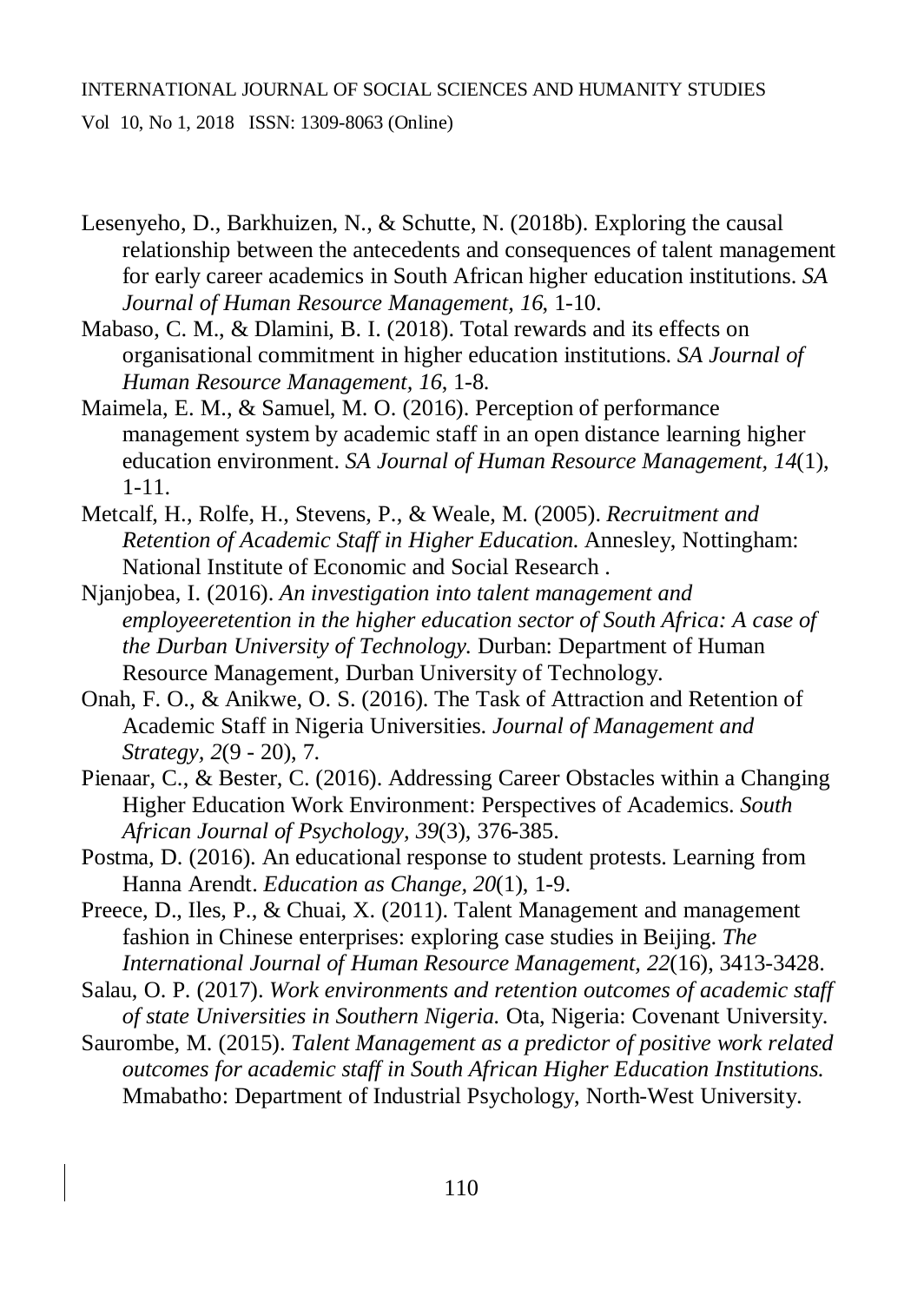Lesenyeho, D., Barkhuizen, N., & Schutte, N. (2018b). Exploring the causal relationship between the antecedents and consequences of talent management for early career academics in South African higher education institutions. *SA Journal of Human Resource Management, 16*, 1-10.

Mabaso, C. M., & Dlamini, B. I. (2018). Total rewards and its effects on organisational commitment in higher education institutions. *SA Journal of Human Resource Management, 16*, 1-8.

Maimela, E. M., & Samuel, M. O. (2016). Perception of performance management system by academic staff in an open distance learning higher education environment. *SA Journal of Human Resource Management, 14*(1), 1-11.

Metcalf, H., Rolfe, H., Stevens, P., & Weale, M. (2005). *Recruitment and Retention of Academic Staff in Higher Education.* Annesley, Nottingham: National Institute of Economic and Social Research .

Njanjobea, I. (2016). *An investigation into talent management and employeeretention in the higher education sector of South Africa: A case of the Durban University of Technology.* Durban: Department of Human Resource Management, Durban University of Technology.

Onah, F. O., & Anikwe, O. S. (2016). The Task of Attraction and Retention of Academic Staff in Nigeria Universities. *Journal of Management and Strategy, 2*(9 - 20), 7.

Pienaar, C., & Bester, C. (2016). Addressing Career Obstacles within a Changing Higher Education Work Environment: Perspectives of Academics. *South African Journal of Psychology, 39*(3), 376-385.

Postma, D. (2016). An educational response to student protests. Learning from Hanna Arendt. *Education as Change, 20*(1), 1-9.

Preece, D., Iles, P., & Chuai, X. (2011). Talent Management and management fashion in Chinese enterprises: exploring case studies in Beijing. *The International Journal of Human Resource Management, 22*(16), 3413-3428.

Salau, O. P. (2017). *Work environments and retention outcomes of academic staff of state Universities in Southern Nigeria.* Ota, Nigeria: Covenant University.

Saurombe, M. (2015). *Talent Management as a predictor of positive work related outcomes for academic staff in South African Higher Education Institutions.* Mmabatho: Department of Industrial Psychology, North-West University.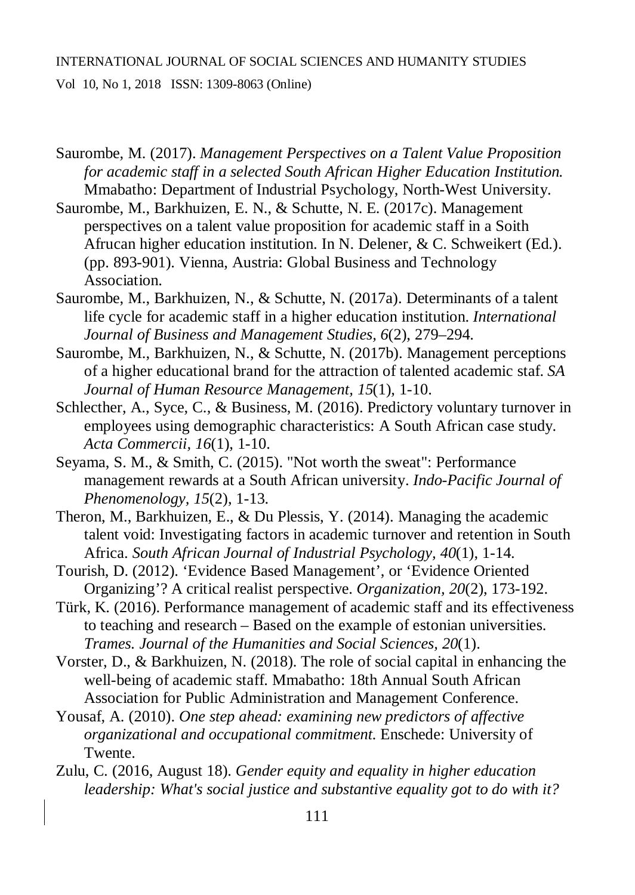Saurombe, M. (2017). *Management Perspectives on a Talent Value Proposition for academic staff in a selected South African Higher Education Institution.* Mmabatho: Department of Industrial Psychology, North-West University.

Saurombe, M., Barkhuizen, E. N., & Schutte, N. E. (2017c). Management perspectives on a talent value proposition for academic staff in a Soith Afrucan higher education institution. In N. Delener, & C. Schweikert (Ed.). (pp. 893-901). Vienna, Austria: Global Business and Technology Association.

Saurombe, M., Barkhuizen, N., & Schutte, N. (2017a). Determinants of a talent life cycle for academic staff in a higher education institution. *International Journal of Business and Management Studies, 6*(2), 279–294.

Saurombe, M., Barkhuizen, N., & Schutte, N. (2017b). Management perceptions of a higher educational brand for the attraction of talented academic staf. *SA Journal of Human Resource Management, 15*(1), 1-10.

Schlecther, A., Syce, C., & Business, M. (2016). Predictory voluntary turnover in employees using demographic characteristics: A South African case study. *Acta Commercii, 16*(1), 1-10.

Seyama, S. M., & Smith, C. (2015). "Not worth the sweat": Performance management rewards at a South African university. *Indo-Pacific Journal of Phenomenology, 15*(2), 1-13.

Theron, M., Barkhuizen, E., & Du Plessis, Y. (2014). Managing the academic talent void: Investigating factors in academic turnover and retention in South Africa. *South African Journal of Industrial Psychology, 40*(1), 1-14.

Tourish, D. (2012). 'Evidence Based Management', or 'Evidence Oriented Organizing'? A critical realist perspective. *Organization, 20*(2), 173-192.

Türk, K. (2016). Performance management of academic staff and its effectiveness to teaching and research – Based on the example of estonian universities. *Trames. Journal of the Humanities and Social Sciences, 20*(1).

Vorster, D., & Barkhuizen, N. (2018). The role of social capital in enhancing the well-being of academic staff. Mmabatho: 18th Annual South African Association for Public Administration and Management Conference.

Yousaf, A. (2010). *One step ahead: examining new predictors of affective organizational and occupational commitment.* Enschede: University of Twente.

Zulu, C. (2016, August 18). *Gender equity and equality in higher education leadership: What's social justice and substantive equality got to do with it?*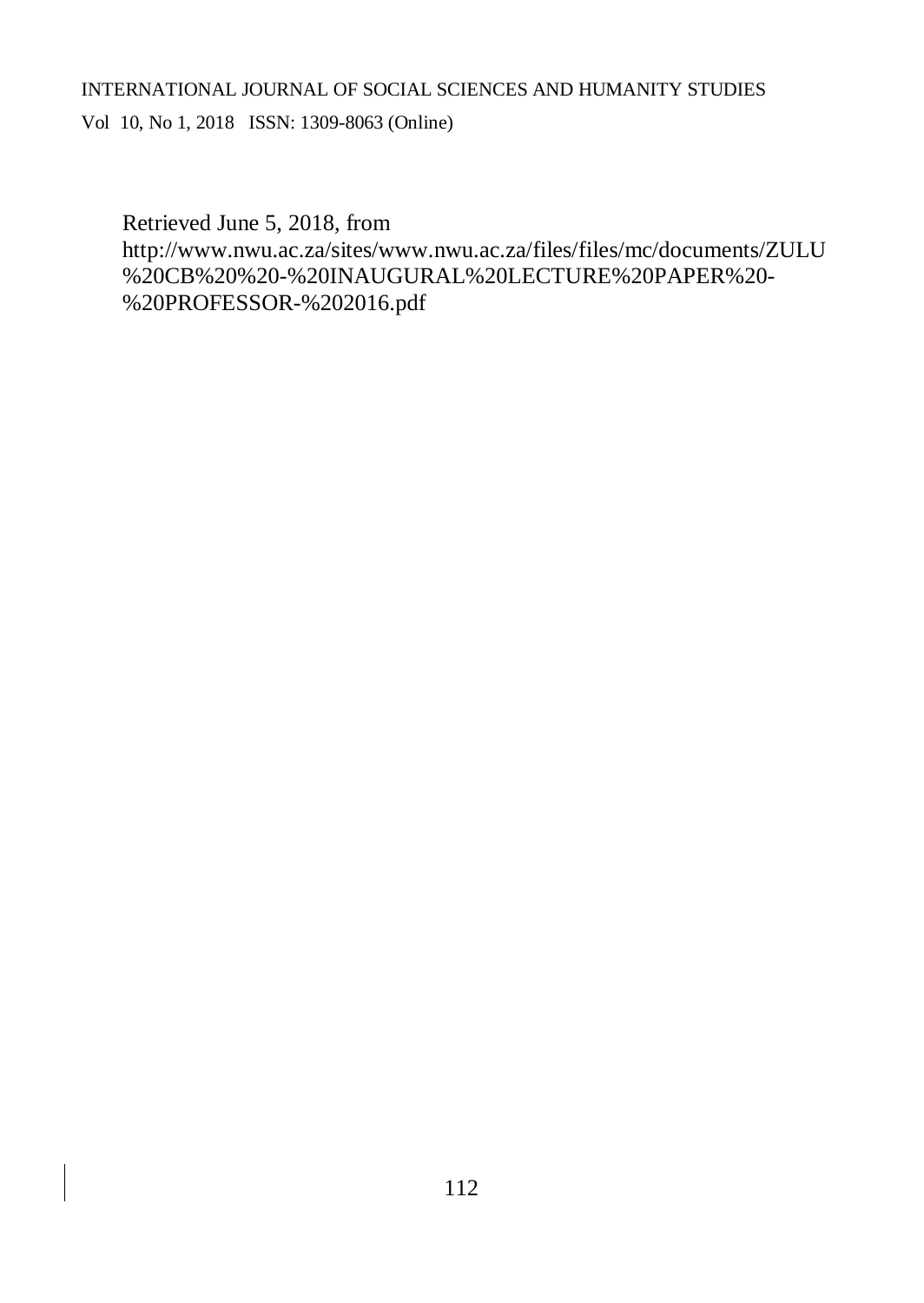Retrieved June 5, 2018, from http://www.nwu.ac.za/sites/www.nwu.ac.za/files/files/mc/documents/ZULU%20CB%20%20-%20INAUGURAL%20LECTURE%20PAPER%20-%20PROFESSOR-%202016.pdf